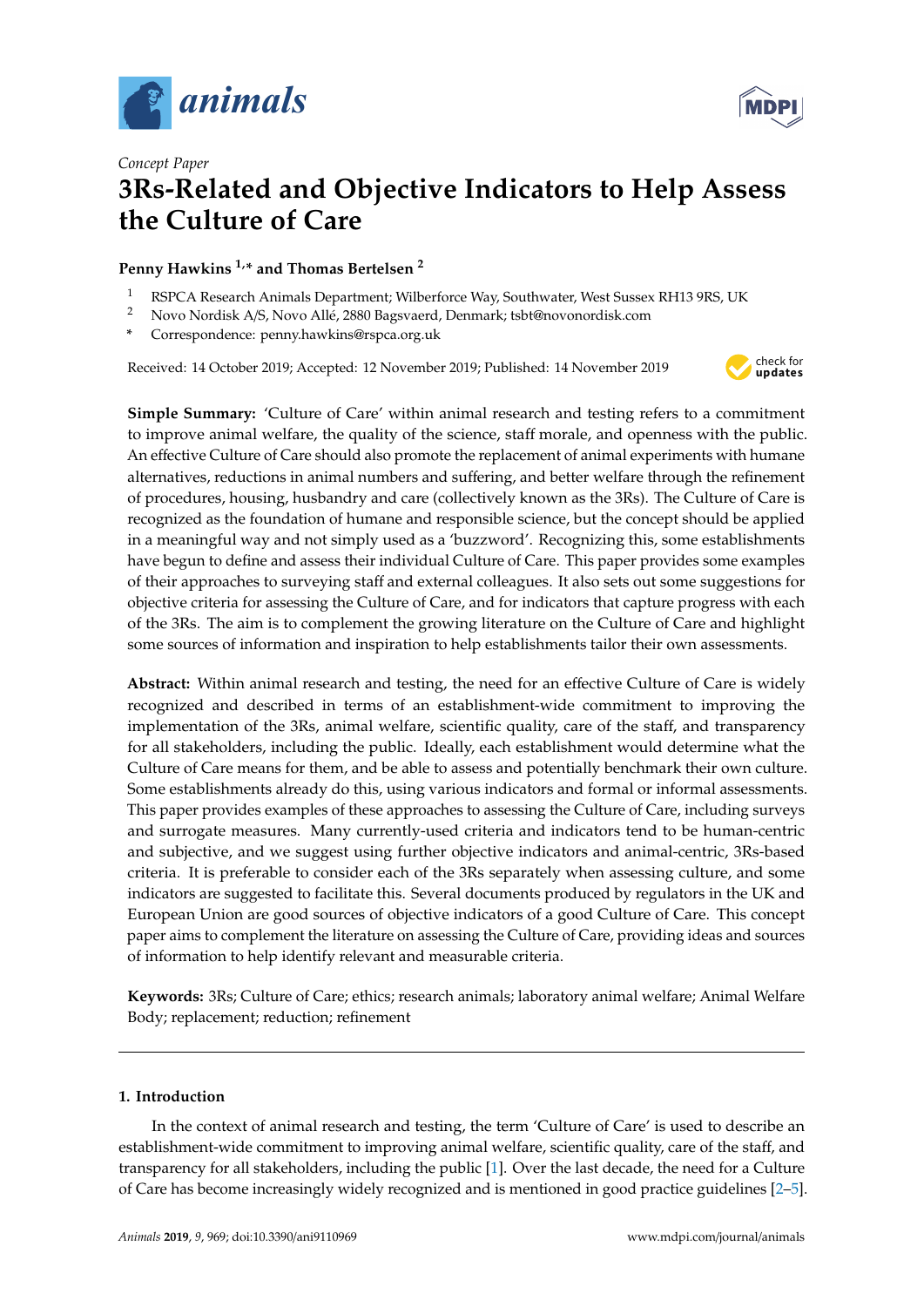*Concept Paper*

# 3Rs-Related and Objective Indicators to Help Assess the Culture of Care

**Penny Hawkins [1,*] and Thomas Bertelsen [2]**

[1] RSPCA Research Animals Department; Wilberforce Way, Southwater, West Sussex RH13 9RS, UK
[2] Novo Nordisk A/S, Novo Allé, 2880 Bagsvaerd, Denmark; tsbt@novonordisk.com
\* Correspondence: penny.hawkins@rspca.org.uk

Received: 14 October 2019; Accepted: 12 November 2019; Published: 14 November 2019

**Simple Summary:** 'Culture of Care' within animal research and testing refers to a commitment to improve animal welfare, the quality of the science, staff morale, and openness with the public. An effective Culture of Care should also promote the replacement of animal experiments with humane alternatives, reductions in animal numbers and suffering, and better welfare through the refinement of procedures, housing, husbandry and care (collectively known as the 3Rs). The Culture of Care is recognized as the foundation of humane and responsible science, but the concept should be applied in a meaningful way and not simply used as a 'buzzword'. Recognizing this, some establishments have begun to define and assess their individual Culture of Care. This paper provides some examples of their approaches to surveying staff and external colleagues. It also sets out some suggestions for objective criteria for assessing the Culture of Care, and for indicators that capture progress with each of the 3Rs. The aim is to complement the growing literature on the Culture of Care and highlight some sources of information and inspiration to help establishments tailor their own assessments.

**Abstract:** Within animal research and testing, the need for an effective Culture of Care is widely recognized and described in terms of an establishment-wide commitment to improving the implementation of the 3Rs, animal welfare, scientific quality, care of the staff, and transparency for all stakeholders, including the public. Ideally, each establishment would determine what the Culture of Care means for them, and be able to assess and potentially benchmark their own culture. Some establishments already do this, using various indicators and formal or informal assessments. This paper provides examples of these approaches to assessing the Culture of Care, including surveys and surrogate measures. Many currently-used criteria and indicators tend to be human-centric and subjective, and we suggest using further objective indicators and animal-centric, 3Rs-based criteria. It is preferable to consider each of the 3Rs separately when assessing culture, and some indicators are suggested to facilitate this. Several documents produced by regulators in the UK and European Union are good sources of objective indicators of a good Culture of Care. This concept paper aims to complement the literature on assessing the Culture of Care, providing ideas and sources of information to help identify relevant and measurable criteria.

**Keywords:** 3Rs; Culture of Care; ethics; research animals; laboratory animal welfare; Animal Welfare Body; replacement; reduction; refinement

## 1. Introduction

In the context of animal research and testing, the term 'Culture of Care' is used to describe an establishment-wide commitment to improving animal welfare, scientific quality, care of the staff, and transparency for all stakeholders, including the public [1]. Over the last decade, the need for a Culture of Care has become increasingly widely recognized and is mentioned in good practice guidelines [2–5].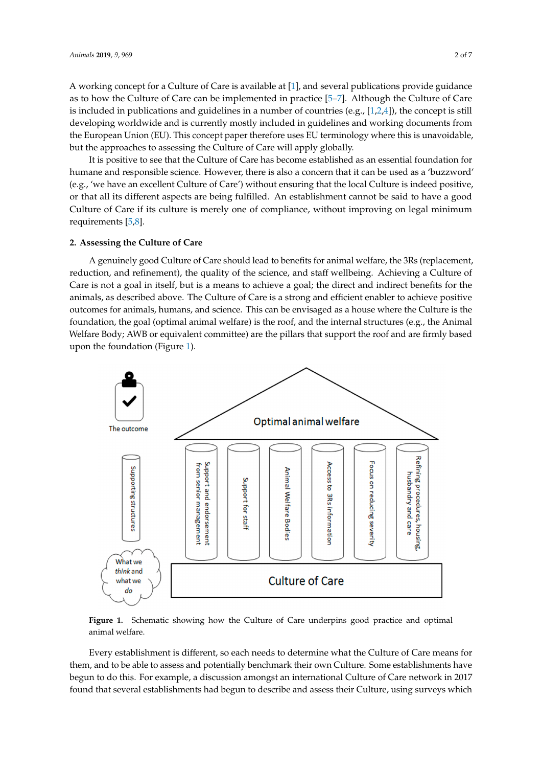A working concept for a Culture of Care is available at [1], and several publications provide guidance as to how the Culture of Care can be implemented in practice [5–7]. Although the Culture of Care is included in publications and guidelines in a number of countries (e.g., [1,2,4]), the concept is still developing worldwide and is currently mostly included in guidelines and working documents from the European Union (EU). This concept paper therefore uses EU terminology where this is unavoidable, but the approaches to assessing the Culture of Care will apply globally.

It is positive to see that the Culture of Care has become established as an essential foundation for humane and responsible science. However, there is also a concern that it can be used as a 'buzzword' (e.g., 'we have an excellent Culture of Care') without ensuring that the local Culture is indeed positive, or that all its different aspects are being fulfilled. An establishment cannot be said to have a good Culture of Care if its culture is merely one of compliance, without improving on legal minimum requirements [5,8].

## 2. Assessing the Culture of Care

A genuinely good Culture of Care should lead to benefits for animal welfare, the 3Rs (replacement, reduction, and refinement), the quality of the science, and staff wellbeing. Achieving a Culture of Care is not a goal in itself, but is a means to achieve a goal; the direct and indirect benefits for the animals, as described above. The Culture of Care is a strong and efficient enabler to achieve positive outcomes for animals, humans, and science. This can be envisaged as a house where the Culture is the foundation, the goal (optimal animal welfare) is the roof, and the internal structures (e.g., the Animal Welfare Body; AWB or equivalent committee) are the pillars that support the roof and are firmly based upon the foundation (Figure 1).

**Figure 1.** Schematic showing how the Culture of Care underpins good practice and optimal animal welfare.

Every establishment is different, so each needs to determine what the Culture of Care means for them, and to be able to assess and potentially benchmark their own Culture. Some establishments have begun to do this. For example, a discussion amongst an international Culture of Care network in 2017 found that several establishments had begun to describe and assess their Culture, using surveys which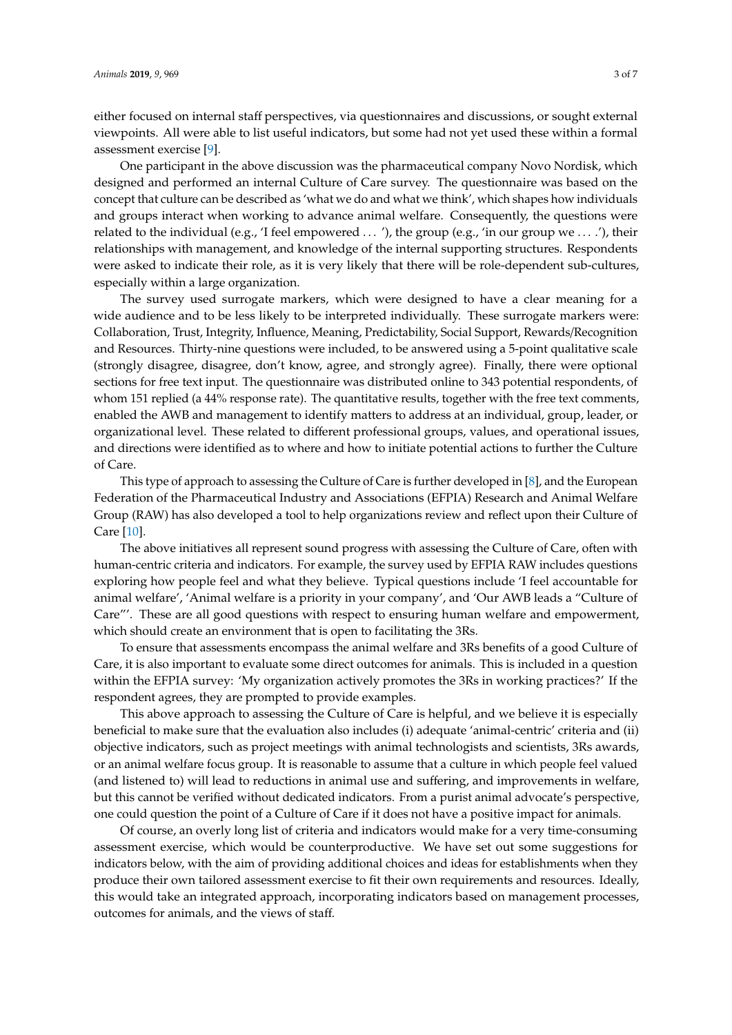either focused on internal staff perspectives, via questionnaires and discussions, or sought external viewpoints. All were able to list useful indicators, but some had not yet used these within a formal assessment exercise [9].

One participant in the above discussion was the pharmaceutical company Novo Nordisk, which designed and performed an internal Culture of Care survey. The questionnaire was based on the concept that culture can be described as 'what we do and what we think', which shapes how individuals and groups interact when working to advance animal welfare. Consequently, the questions were related to the individual (e.g., 'I feel empowered ... '), the group (e.g., 'in our group we .... .'), their relationships with management, and knowledge of the internal supporting structures. Respondents were asked to indicate their role, as it is very likely that there will be role-dependent sub-cultures, especially within a large organization.

The survey used surrogate markers, which were designed to have a clear meaning for a wide audience and to be less likely to be interpreted individually. These surrogate markers were: Collaboration, Trust, Integrity, Influence, Meaning, Predictability, Social Support, Rewards/Recognition and Resources. Thirty-nine questions were included, to be answered using a 5-point qualitative scale (strongly disagree, disagree, don't know, agree, and strongly agree). Finally, there were optional sections for free text input. The questionnaire was distributed online to 343 potential respondents, of whom 151 replied (a 44% response rate). The quantitative results, together with the free text comments, enabled the AWB and management to identify matters to address at an individual, group, leader, or organizational level. These related to different professional groups, values, and operational issues, and directions were identified as to where and how to initiate potential actions to further the Culture of Care.

This type of approach to assessing the Culture of Care is further developed in [8], and the European Federation of the Pharmaceutical Industry and Associations (EFPIA) Research and Animal Welfare Group (RAW) has also developed a tool to help organizations review and reflect upon their Culture of Care [10].

The above initiatives all represent sound progress with assessing the Culture of Care, often with human-centric criteria and indicators. For example, the survey used by EFPIA RAW includes questions exploring how people feel and what they believe. Typical questions include 'I feel accountable for animal welfare', 'Animal welfare is a priority in your company', and 'Our AWB leads a "Culture of Care"'. These are all good questions with respect to ensuring human welfare and empowerment, which should create an environment that is open to facilitating the 3Rs.

To ensure that assessments encompass the animal welfare and 3Rs benefits of a good Culture of Care, it is also important to evaluate some direct outcomes for animals. This is included in a question within the EFPIA survey: 'My organization actively promotes the 3Rs in working practices?' If the respondent agrees, they are prompted to provide examples.

This above approach to assessing the Culture of Care is helpful, and we believe it is especially beneficial to make sure that the evaluation also includes (i) adequate 'animal-centric' criteria and (ii) objective indicators, such as project meetings with animal technologists and scientists, 3Rs awards, or an animal welfare focus group. It is reasonable to assume that a culture in which people feel valued (and listened to) will lead to reductions in animal use and suffering, and improvements in welfare, but this cannot be verified without dedicated indicators. From a purist animal advocate's perspective, one could question the point of a Culture of Care if it does not have a positive impact for animals.

Of course, an overly long list of criteria and indicators would make for a very time-consuming assessment exercise, which would be counterproductive. We have set out some suggestions for indicators below, with the aim of providing additional choices and ideas for establishments when they produce their own tailored assessment exercise to fit their own requirements and resources. Ideally, this would take an integrated approach, incorporating indicators based on management processes, outcomes for animals, and the views of staff.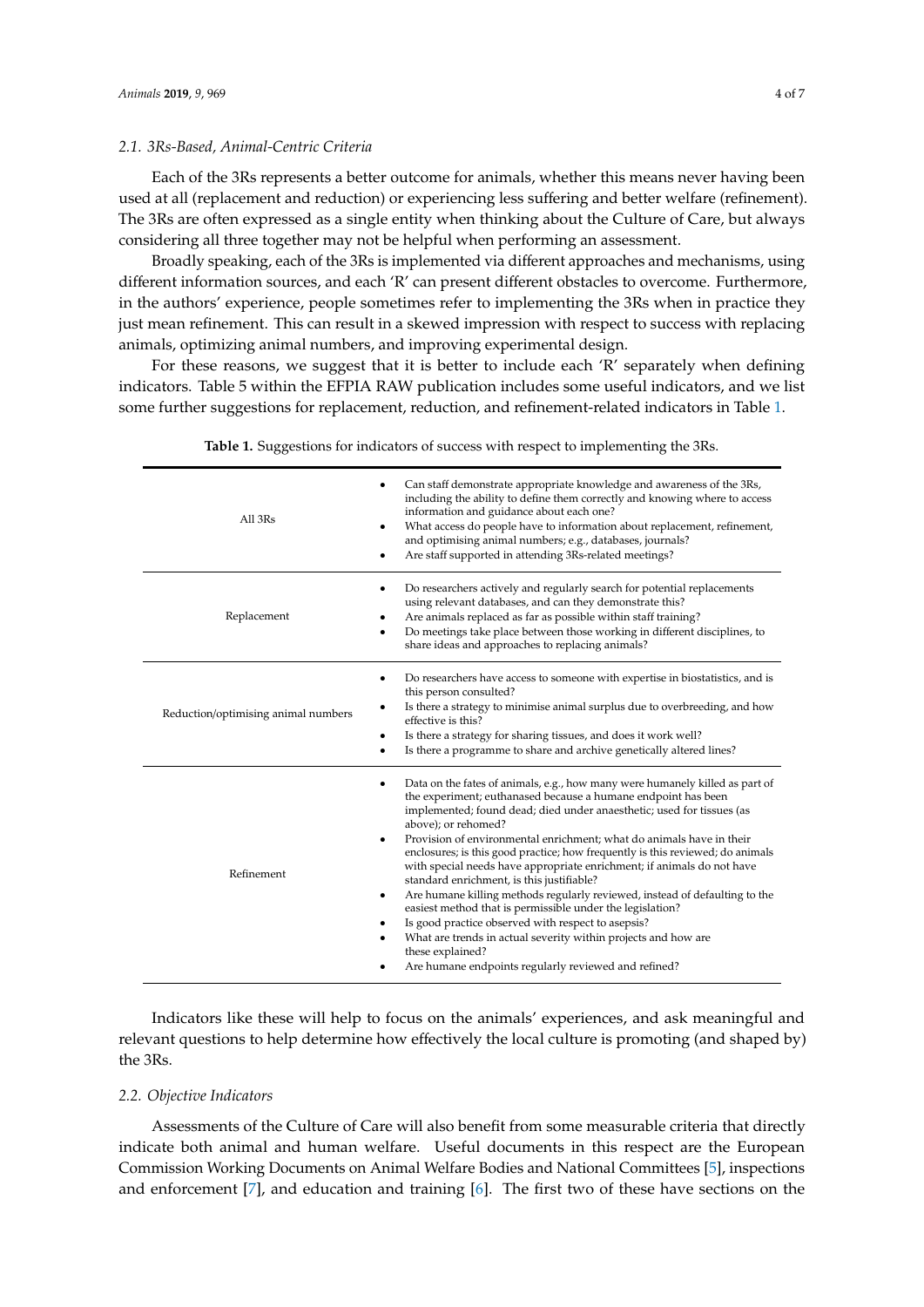### 2.1. 3Rs-Based, Animal-Centric Criteria

Each of the 3Rs represents a better outcome for animals, whether this means never having been used at all (replacement and reduction) or experiencing less suffering and better welfare (refinement). The 3Rs are often expressed as a single entity when thinking about the Culture of Care, but always considering all three together may not be helpful when performing an assessment.

Broadly speaking, each of the 3Rs is implemented via different approaches and mechanisms, using different information sources, and each 'R' can present different obstacles to overcome. Furthermore, in the authors' experience, people sometimes refer to implementing the 3Rs when in practice they just mean refinement. This can result in a skewed impression with respect to success with replacing animals, optimizing animal numbers, and improving experimental design.

For these reasons, we suggest that it is better to include each 'R' separately when defining indicators. Table 5 within the EFPIA RAW publication includes some useful indicators, and we list some further suggestions for replacement, reduction, and refinement-related indicators in Table 1.

**Table 1.** Suggestions for indicators of success with respect to implementing the 3Rs.

| | |
|---|---|
| All 3Rs | • Can staff demonstrate appropriate knowledge and awareness of the 3Rs, including the ability to define them correctly and knowing where to access information and guidance about each one?<br>• What access do people have to information about replacement, refinement, and optimising animal numbers; e.g., databases, journals?<br>• Are staff supported in attending 3Rs-related meetings? |
| Replacement | • Do researchers actively and regularly search for potential replacements using relevant databases, and can they demonstrate this?<br>• Are animals replaced as far as possible within staff training?<br>• Do meetings take place between those working in different disciplines, to share ideas and approaches to replacing animals? |
| Reduction/optimising animal numbers | • Do researchers have access to someone with expertise in biostatistics, and is this person consulted?<br>• Is there a strategy to minimise animal surplus due to overbreeding, and how effective is this?<br>• Is there a strategy for sharing tissues, and does it work well?<br>• Is there a programme to share and archive genetically altered lines? |
| Refinement | • Data on the fates of animals, e.g., how many were humanely killed as part of the experiment; euthanased because a humane endpoint has been implemented; found dead; died under anaesthetic; used for tissues (as above); or rehomed?<br>• Provision of environmental enrichment; what do animals have in their enclosures; is this good practice; how frequently is this reviewed; do animals with special needs have appropriate enrichment; if animals do not have standard enrichment, is this justifiable?<br>• Are humane killing methods regularly reviewed, instead of defaulting to the easiest method that is permissible under the legislation?<br>• Is good practice observed with respect to asepsis?<br>• What are trends in actual severity within projects and how are these explained?<br>• Are humane endpoints regularly reviewed and refined? |

Indicators like these will help to focus on the animals' experiences, and ask meaningful and relevant questions to help determine how effectively the local culture is promoting (and shaped by) the 3Rs.

### 2.2. Objective Indicators

Assessments of the Culture of Care will also benefit from some measurable criteria that directly indicate both animal and human welfare. Useful documents in this respect are the European Commission Working Documents on Animal Welfare Bodies and National Committees [5], inspections and enforcement [7], and education and training [6]. The first two of these have sections on the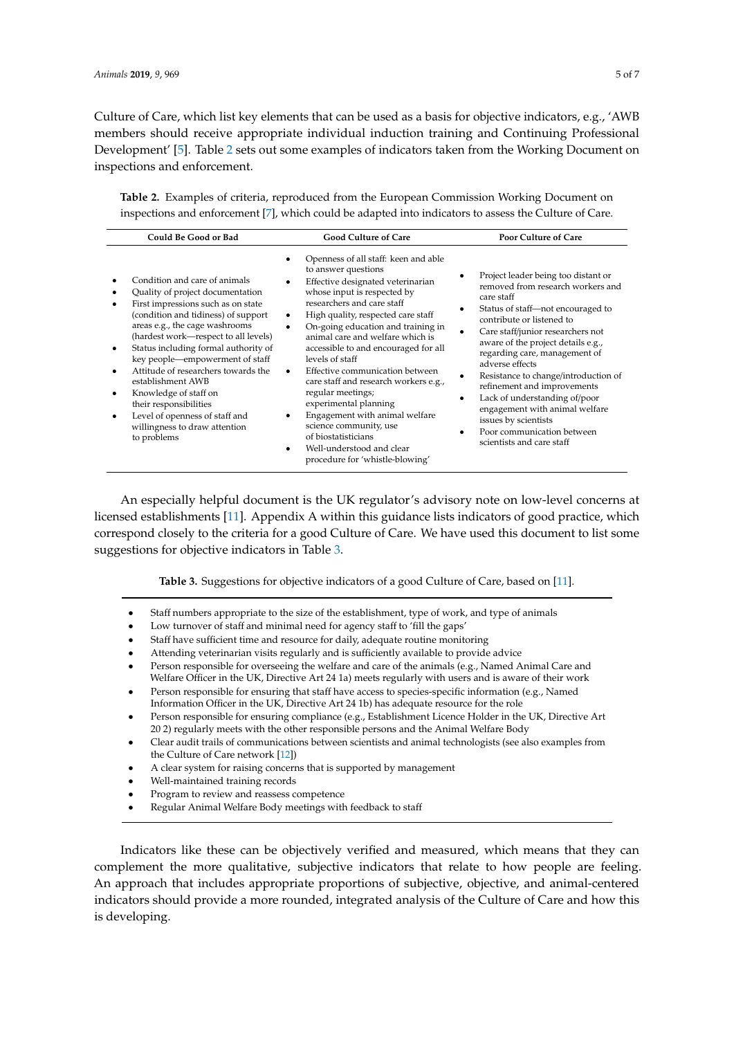Culture of Care, which list key elements that can be used as a basis for objective indicators, e.g., 'AWB members should receive appropriate individual induction training and Continuing Professional Development' [5]. Table 2 sets out some examples of indicators taken from the Working Document on inspections and enforcement.

**Table 2.** Examples of criteria, reproduced from the European Commission Working Document on inspections and enforcement [7], which could be adapted into indicators to assess the Culture of Care.

| Could Be Good or Bad | Good Culture of Care | Poor Culture of Care |
|---|---|---|
| • Condition and care of animals<br>• Quality of project documentation<br>• First impressions such as on state (condition and tidiness) of support areas e.g., the cage washrooms (hardest work—respect to all levels)<br>• Status including formal authority of key people—empowerment of staff<br>• Attitude of researchers towards the establishment AWB<br>• Knowledge of staff on their responsibilities<br>• Level of openness of staff and willingness to draw attention to problems | • Openness of all staff: keen and able to answer questions<br>• Effective designated veterinarian whose input is respected by researchers and care staff<br>• High quality, respected care staff<br>• On-going education and training in animal care and welfare which is accessible to and encouraged for all levels of staff<br>• Effective communication between care staff and research workers e.g., regular meetings; experimental planning<br>• Engagement with animal welfare science community, use of biostatisticians<br>• Well-understood and clear procedure for 'whistle-blowing' | • Project leader being too distant or removed from research workers and care staff<br>• Status of staff—not encouraged to contribute or listened to<br>• Care staff/junior researchers not aware of the project details e.g., regarding care, management of adverse effects<br>• Resistance to change/introduction of refinement and improvements<br>• Lack of understanding of/poor engagement with animal welfare issues by scientists<br>• Poor communication between scientists and care staff |

An especially helpful document is the UK regulator's advisory note on low-level concerns at licensed establishments [11]. Appendix A within this guidance lists indicators of good practice, which correspond closely to the criteria for a good Culture of Care. We have used this document to list some suggestions for objective indicators in Table 3.

**Table 3.** Suggestions for objective indicators of a good Culture of Care, based on [11].

- Staff numbers appropriate to the size of the establishment, type of work, and type of animals
- Low turnover of staff and minimal need for agency staff to 'fill the gaps'
- Staff have sufficient time and resource for daily, adequate routine monitoring
- Attending veterinarian visits regularly and is sufficiently available to provide advice
- Person responsible for overseeing the welfare and care of the animals (e.g., Named Animal Care and Welfare Officer in the UK, Directive Art 24 1a) meets regularly with users and is aware of their work
- Person responsible for ensuring that staff have access to species-specific information (e.g., Named Information Officer in the UK, Directive Art 24 1b) has adequate resource for the role
- Person responsible for ensuring compliance (e.g., Establishment Licence Holder in the UK, Directive Art 20 2) regularly meets with the other responsible persons and the Animal Welfare Body
- Clear audit trails of communications between scientists and animal technologists (see also examples from the Culture of Care network [12])
- A clear system for raising concerns that is supported by management
- Well-maintained training records
- Program to review and reassess competence
- Regular Animal Welfare Body meetings with feedback to staff

Indicators like these can be objectively verified and measured, which means that they can complement the more qualitative, subjective indicators that relate to how people are feeling. An approach that includes appropriate proportions of subjective, objective, and animal-centered indicators should provide a more rounded, integrated analysis of the Culture of Care and how this is developing.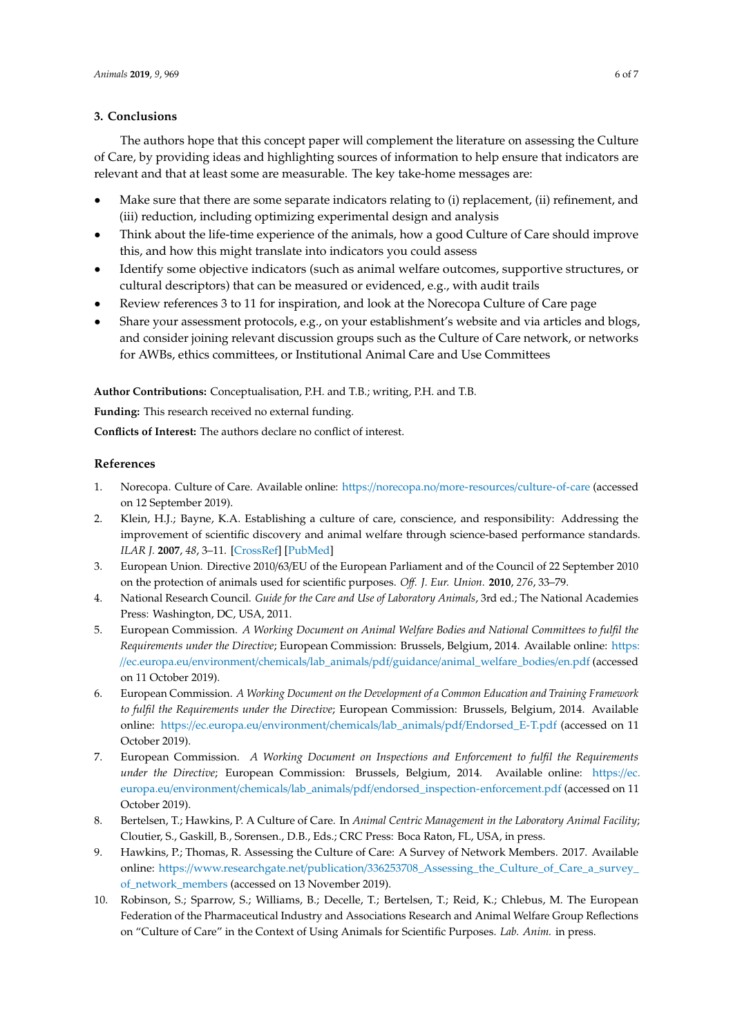## 3. Conclusions

The authors hope that this concept paper will complement the literature on assessing the Culture of Care, by providing ideas and highlighting sources of information to help ensure that indicators are relevant and that at least some are measurable. The key take-home messages are:

- Make sure that there are some separate indicators relating to (i) replacement, (ii) refinement, and (iii) reduction, including optimizing experimental design and analysis
- Think about the life-time experience of the animals, how a good Culture of Care should improve this, and how this might translate into indicators you could assess
- Identify some objective indicators (such as animal welfare outcomes, supportive structures, or cultural descriptors) that can be measured or evidenced, e.g., with audit trails
- Review references 3 to 11 for inspiration, and look at the Norecopa Culture of Care page
- Share your assessment protocols, e.g., on your establishment's website and via articles and blogs, and consider joining relevant discussion groups such as the Culture of Care network, or networks for AWBs, ethics committees, or Institutional Animal Care and Use Committees

**Author Contributions:** Conceptualisation, P.H. and T.B.; writing, P.H. and T.B.

**Funding:** This research received no external funding.

**Conflicts of Interest:** The authors declare no conflict of interest.

## References

1. Norecopa. Culture of Care. Available online: https://norecopa.no/more-resources/culture-of-care (accessed on 12 September 2019).
2. Klein, H.J.; Bayne, K.A. Establishing a culture of care, conscience, and responsibility: Addressing the improvement of scientific discovery and animal welfare through science-based performance standards. *ILAR J.* **2007**, *48*, 3–11. [CrossRef] [PubMed]
3. European Union. Directive 2010/63/EU of the European Parliament and of the Council of 22 September 2010 on the protection of animals used for scientific purposes. *Off. J. Eur. Union.* **2010**, *276*, 33–79.
4. National Research Council. *Guide for the Care and Use of Laboratory Animals*, 3rd ed.; The National Academies Press: Washington, DC, USA, 2011.
5. European Commission. *A Working Document on Animal Welfare Bodies and National Committees to fulfil the Requirements under the Directive*; European Commission: Brussels, Belgium, 2014. Available online: https://ec.europa.eu/environment/chemicals/lab_animals/pdf/guidance/animal_welfare_bodies/en.pdf (accessed on 11 October 2019).
6. European Commission. *A Working Document on the Development of a Common Education and Training Framework to fulfil the Requirements under the Directive*; European Commission: Brussels, Belgium, 2014. Available online: https://ec.europa.eu/environment/chemicals/lab_animals/pdf/Endorsed_E-T.pdf (accessed on 11 October 2019).
7. European Commission. *A Working Document on Inspections and Enforcement to fulfil the Requirements under the Directive*; European Commission: Brussels, Belgium, 2014. Available online: https://ec.europa.eu/environment/chemicals/lab_animals/pdf/endorsed_inspection-enforcement.pdf (accessed on 11 October 2019).
8. Bertelsen, T.; Hawkins, P. A Culture of Care. In *Animal Centric Management in the Laboratory Animal Facility*; Cloutier, S., Gaskill, B., Sorensen., D.B., Eds.; CRC Press: Boca Raton, FL, USA, in press.
9. Hawkins, P.; Thomas, R. Assessing the Culture of Care: A Survey of Network Members. 2017. Available online: https://www.researchgate.net/publication/336253708_Assessing_the_Culture_of_Care_a_survey_of_network_members (accessed on 13 November 2019).
10. Robinson, S.; Sparrow, S.; Williams, B.; Decelle, T.; Bertelsen, T.; Reid, K.; Chlebus, M. The European Federation of the Pharmaceutical Industry and Associations Research and Animal Welfare Group Reflections on "Culture of Care" in the Context of Using Animals for Scientific Purposes. *Lab. Anim.* in press.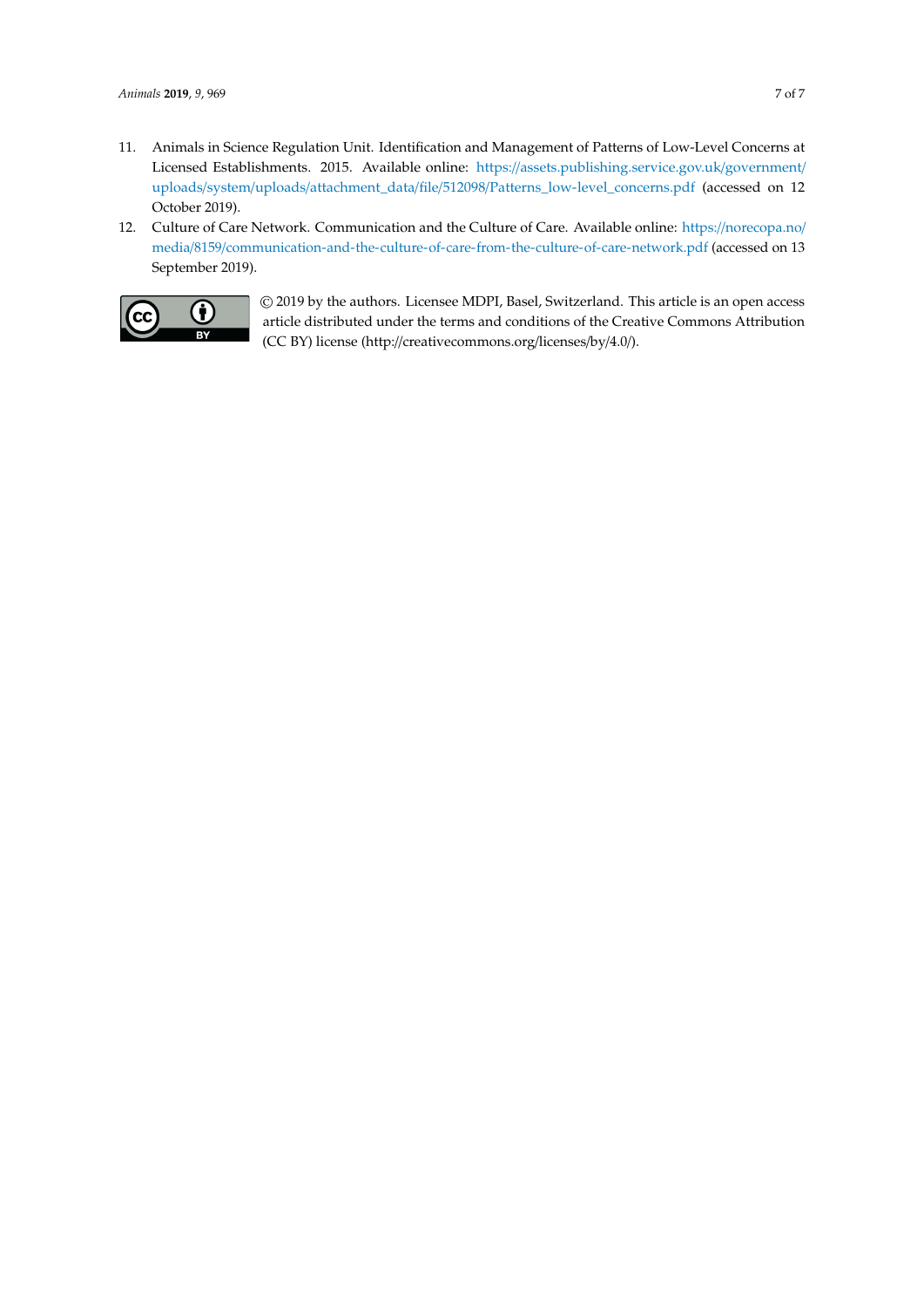11. Animals in Science Regulation Unit. Identification and Management of Patterns of Low-Level Concerns at Licensed Establishments. 2015. Available online: https://assets.publishing.service.gov.uk/government/uploads/system/uploads/attachment_data/file/512098/Patterns_low-level_concerns.pdf (accessed on 12 October 2019).
12. Culture of Care Network. Communication and the Culture of Care. Available online: https://norecopa.no/media/8159/communication-and-the-culture-of-care-from-the-culture-of-care-network.pdf (accessed on 13 September 2019).

© 2019 by the authors. Licensee MDPI, Basel, Switzerland. This article is an open access article distributed under the terms and conditions of the Creative Commons Attribution (CC BY) license (http://creativecommons.org/licenses/by/4.0/).